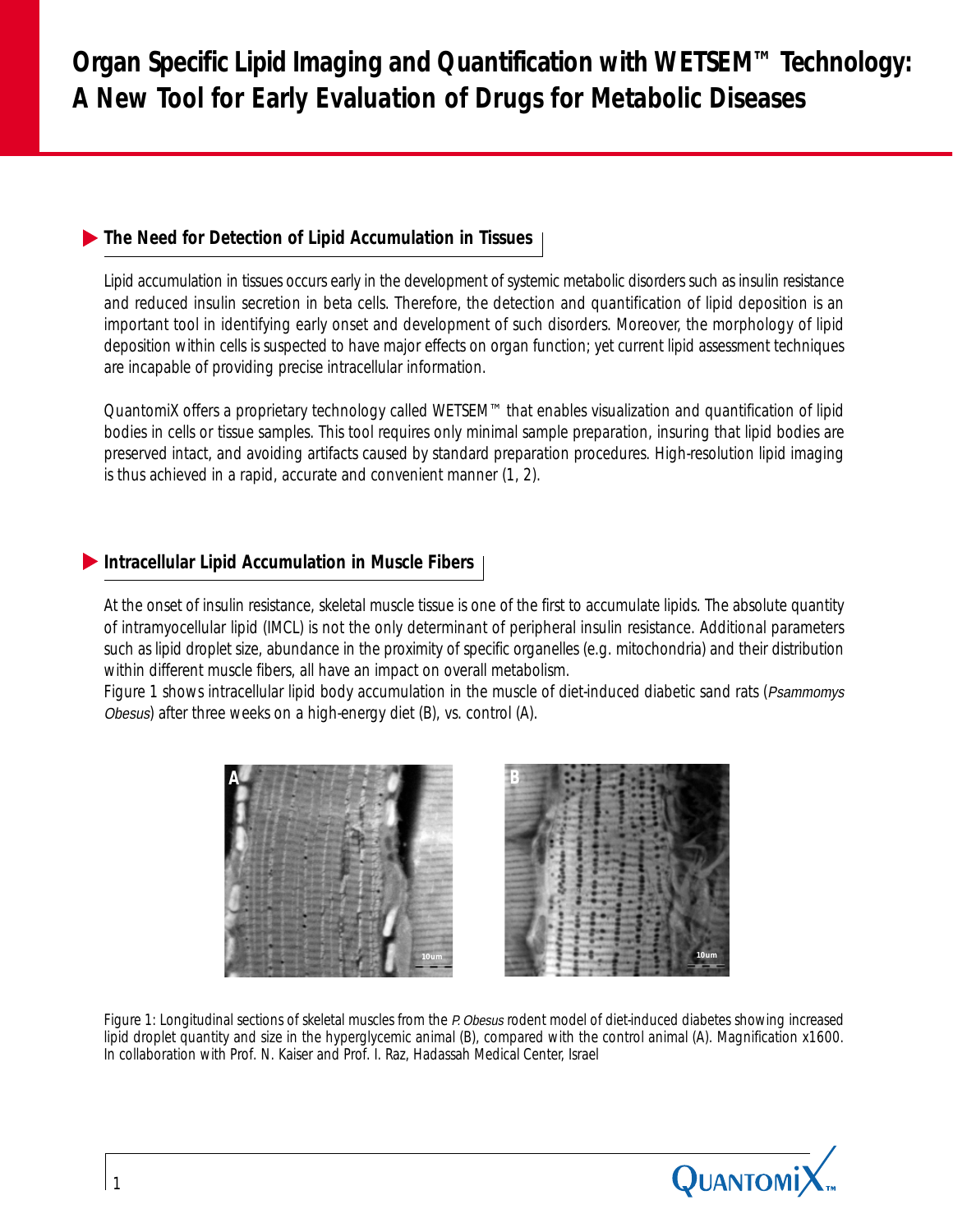# Organ Specific Lipid Imaging and Quantification with WETSEM™ Technology: A New Tool for Early Evaluation of Drugs for Metabolic Diseases

## The Need for Detection of Lipid Accumulation in Tissues

Lipid accumulation in tissues occurs early in the development of systemic metabolic disorders such as insulin resistance and reduced insulin secretion in beta cells. Therefore, the detection and quantification of lipid deposition is an important tool in identifying early onset and development of such disorders. Moreover, the morphology of lipid deposition within cells is suspected to have major effects on organ function; yet current lipid assessment techniques are incapable of providing precise intracellular information.

QuantomiX offers a proprietary technology called WETSEM™ that enables visualization and quantification of lipid bodies in cells or tissue samples. This tool requires only minimal sample preparation, insuring that lipid bodies are preserved intact, and avoiding artifacts caused by standard preparation procedures. High-resolution lipid imaging is thus achieved in a rapid, accurate and convenient manner (1, 2).

## Intracellular Lipid Accumulation in Muscle Fibers

At the onset of insulin resistance, skeletal muscle tissue is one of the first to accumulate lipids. The absolute quantity of intramyocellular lipid (IMCL) is not the only determinant of peripheral insulin resistance. Additional parameters such as lipid droplet size, abundance in the proximity of specific organelles (e.g. mitochondria) and their distribution within different muscle fibers, all have an impact on overall metabolism.

Figure 1 shows intracellular lipid body accumulation in the muscle of diet-induced diabetic sand rats (*Psammomys Obesus*) after three weeks on a high-energy diet (B), vs. control (A).

Figure 1: Longitudinal sections of skeletal muscles from the *P. Obesus* rodent model of diet-induced diabetes showing increased lipid droplet quantity and size in the hyperglycemic animal (B), compared with the control animal (A). Magnification x1600. In collaboration with Prof. N. Kaiser and Prof. I. Raz, Hadassah Medical Center, Israel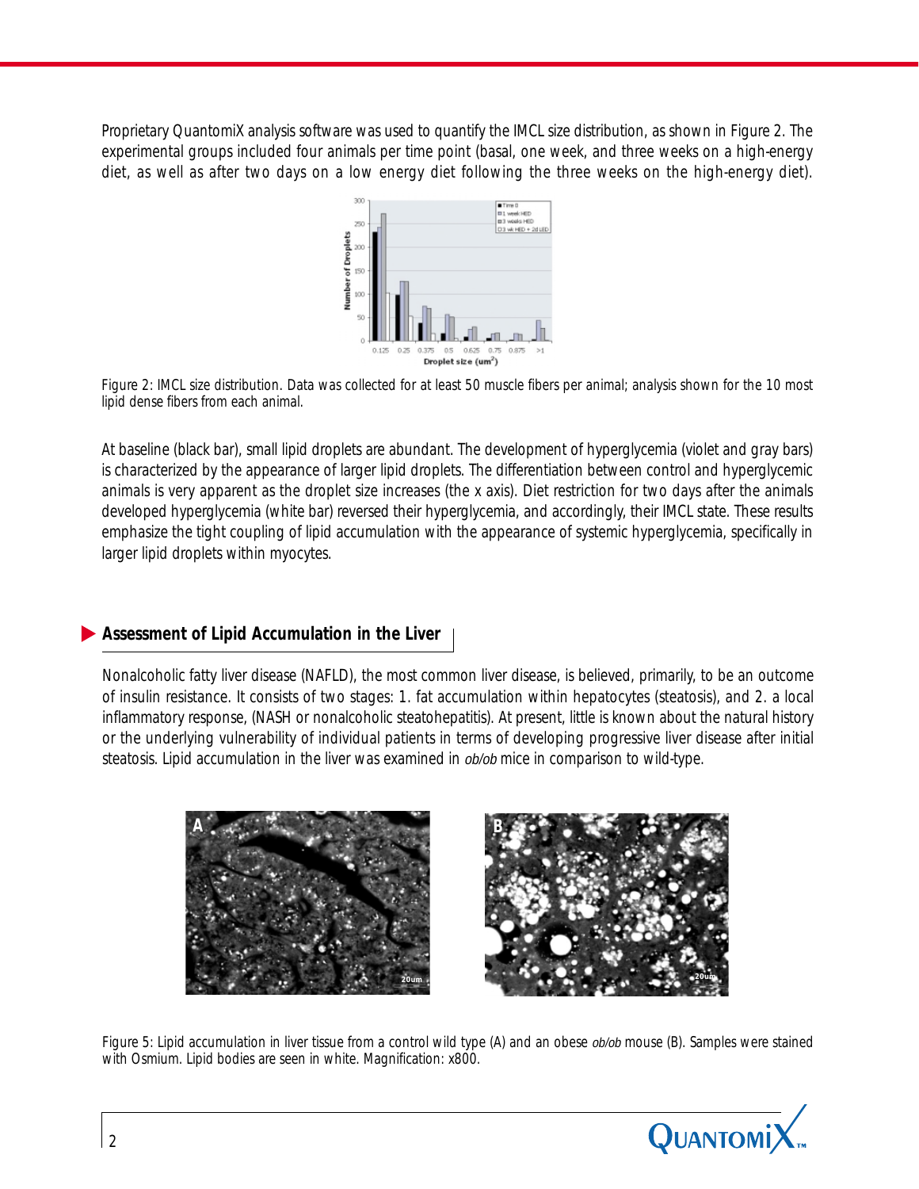Proprietary QuantomiX analysis software was used to quantify the IMCL size distribution, as shown in Figure 2. The experimental groups included four animals per time point (basal, one week, and three weeks on a high-energy diet, as well as after two days on a low energy diet following the three weeks on the high-energy diet).

Figure 2: IMCL size distribution. Data was collected for at least 50 muscle fibers per animal; analysis shown for the 10 most lipid dense fibers from each animal.

At baseline (black bar), small lipid droplets are abundant. The development of hyperglycemia (violet and gray bars) is characterized by the appearance of larger lipid droplets. The differentiation between control and hyperglycemic animals is very apparent as the droplet size increases (the x axis). Diet restriction for two days after the animals developed hyperglycemia (white bar) reversed their hyperglycemia, and accordingly, their IMCL state. These results emphasize the tight coupling of lipid accumulation with the appearance of systemic hyperglycemia, specifically in larger lipid droplets within myocytes.

## Assessment of Lipid Accumulation in the Liver

Nonalcoholic fatty liver disease (NAFLD), the most common liver disease, is believed, primarily, to be an outcome of insulin resistance. It consists of two stages: 1. fat accumulation within hepatocytes (steatosis), and 2. a local inflammatory response, (NASH or nonalcoholic steatohepatitis). At present, little is known about the natural history or the underlying vulnerability of individual patients in terms of developing progressive liver disease after initial steatosis. Lipid accumulation in the liver was examined in *ob/ob* mice in comparison to wild-type.

Figure 5: Lipid accumulation in liver tissue from a control wild type (A) and an obese *ob/ob* mouse (B). Samples were stained with Osmium. Lipid bodies are seen in white. Magnification: x800.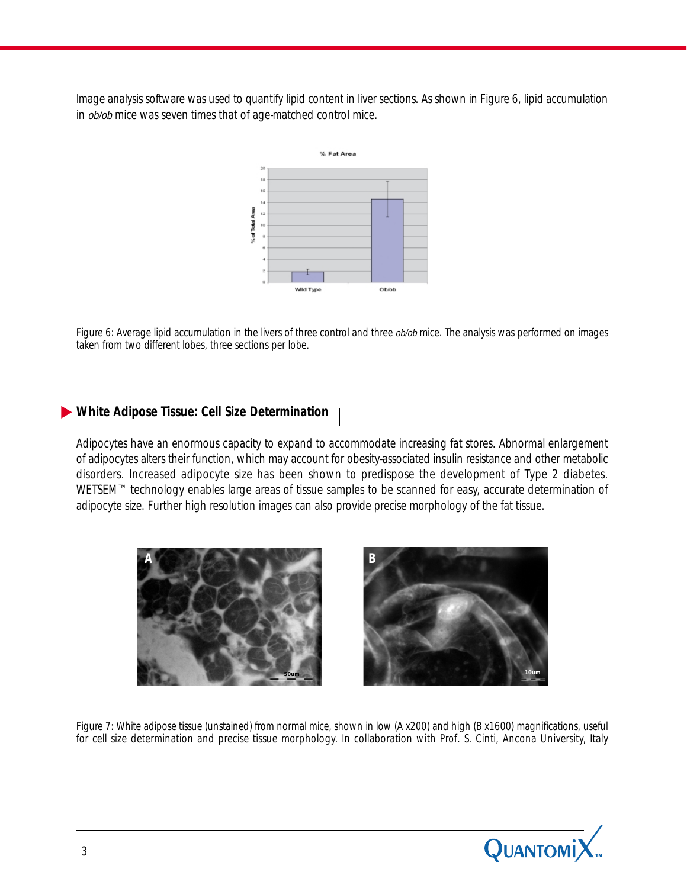Image analysis software was used to quantify lipid content in liver sections. As shown in Figure 6, lipid accumulation in *ob/ob* mice was seven times that of age-matched control mice.

Figure 6: Average lipid accumulation in the livers of three control and three *ob/ob* mice. The analysis was performed on images taken from two different lobes, three sections per lobe.

## White Adipose Tissue: Cell Size Determination

Adipocytes have an enormous capacity to expand to accommodate increasing fat stores. Abnormal enlargement of adipocytes alters their function, which may account for obesity-associated insulin resistance and other metabolic disorders. Increased adipocyte size has been shown to predispose the development of Type 2 diabetes. WETSEM™ technology enables large areas of tissue samples to be scanned for easy, accurate determination of adipocyte size. Further high resolution images can also provide precise morphology of the fat tissue.

Figure 7: White adipose tissue (unstained) from normal mice, shown in low (A x200) and high (B x1600) magnifications, useful for cell size determination and precise tissue morphology. In collaboration with Prof. S. Cinti, Ancona University, Italy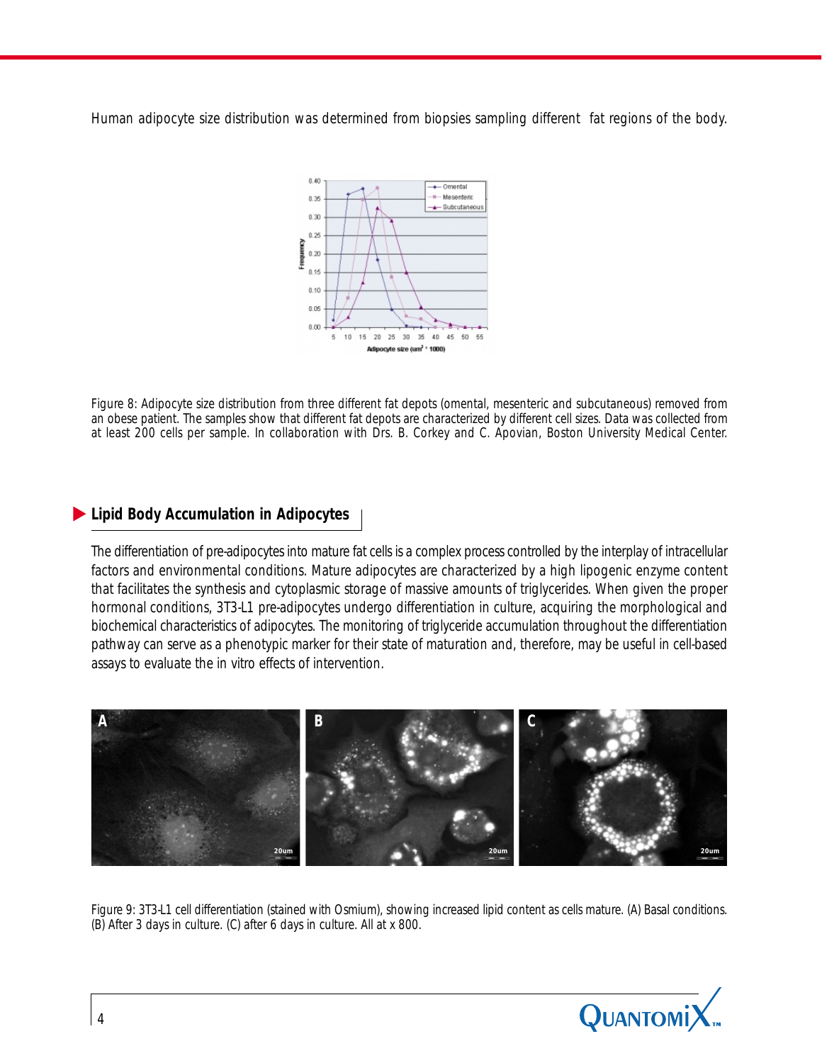Human adipocyte size distribution was determined from biopsies sampling different fat regions of the body.

Figure 8: Adipocyte size distribution from three different fat depots (omental, mesenteric and subcutaneous) removed from an obese patient. The samples show that different fat depots are characterized by different cell sizes. Data was collected from at least 200 cells per sample. In collaboration with Drs. B. Corkey and C. Apovian, Boston University Medical Center.

## Lipid Body Accumulation in Adipocytes

The differentiation of pre-adipocytes into mature fat cells is a complex process controlled by the interplay of intracellular factors and environmental conditions. Mature adipocytes are characterized by a high lipogenic enzyme content that facilitates the synthesis and cytoplasmic storage of massive amounts of triglycerides. When given the proper hormonal conditions, 3T3-L1 pre-adipocytes undergo differentiation in culture, acquiring the morphological and biochemical characteristics of adipocytes. The monitoring of triglyceride accumulation throughout the differentiation pathway can serve as a phenotypic marker for their state of maturation and, therefore, may be useful in cell-based assays to evaluate the in vitro effects of intervention.

Figure 9: 3T3-L1 cell differentiation (stained with Osmium), showing increased lipid content as cells mature. (A) Basal conditions. (B) After 3 days in culture. (C) after 6 days in culture. All at x 800.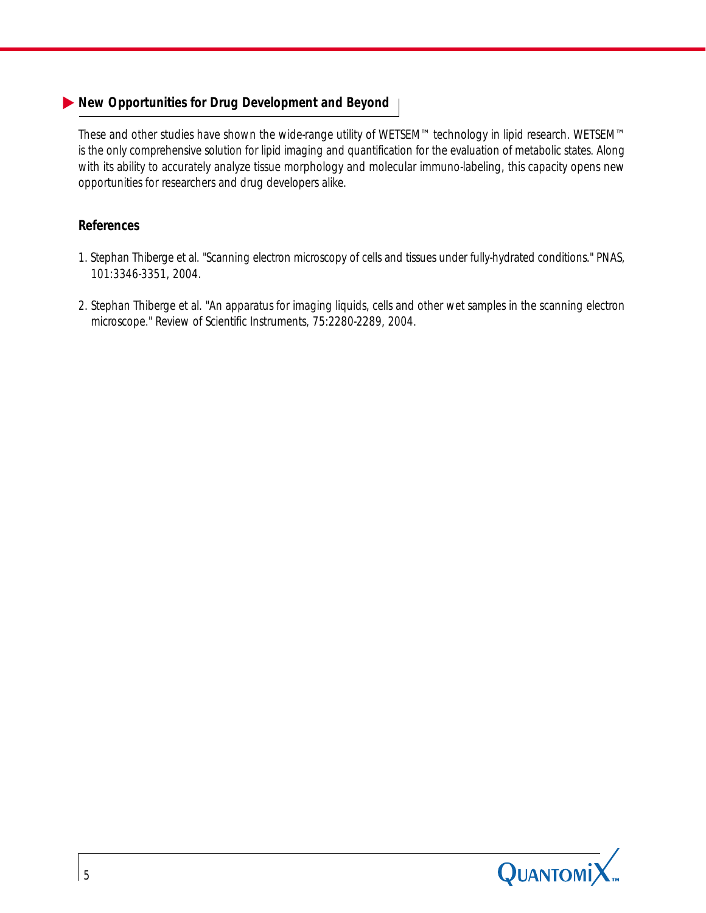## New Opportunities for Drug Development and Beyond

These and other studies have shown the wide-range utility of WETSEM™ technology in lipid research. WETSEM™ is the only comprehensive solution for lipid imaging and quantification for the evaluation of metabolic states. Along with its ability to accurately analyze tissue morphology and molecular immuno-labeling, this capacity opens new opportunities for researchers and drug developers alike.

### References

1. Stephan Thiberge et al. "Scanning electron microscopy of cells and tissues under fully-hydrated conditions." PNAS, 101:3346-3351, 2004.

2. Stephan Thiberge et al. "An apparatus for imaging liquids, cells and other wet samples in the scanning electron microscope." Review of Scientific Instruments, 75:2280-2289, 2004.